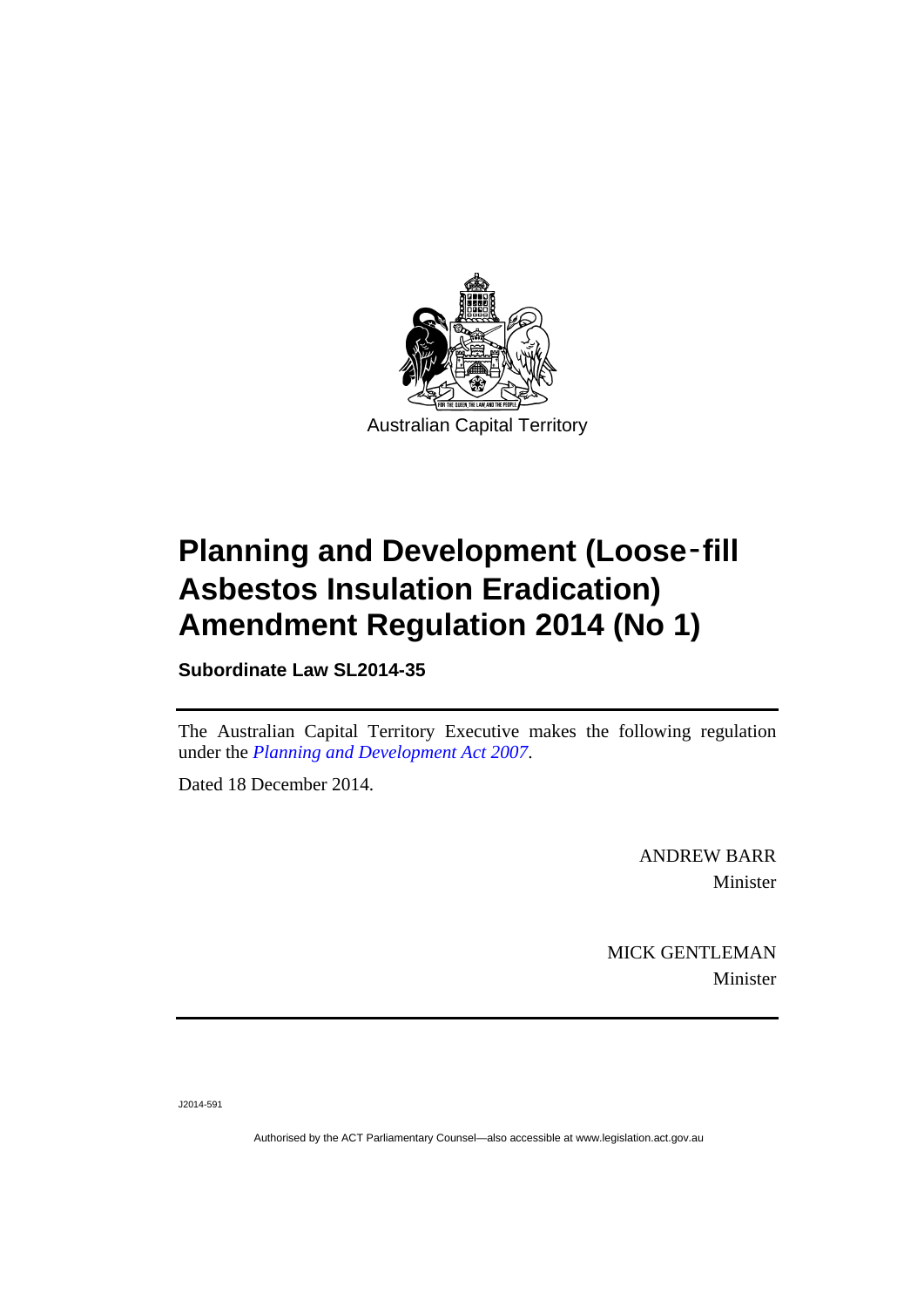Australian Capital Territory

# Planning and Development (Loose-fill Asbestos Insulation Eradication) Amendment Regulation 2014 (No 1)

**Subordinate Law SL2014-35**

The Australian Capital Territory Executive makes the following regulation under the *Planning and Development Act 2007*.

Dated 18 December 2014.

ANDREW BARR
Minister

MICK GENTLEMAN
Minister

J2014-591

Authorised by the ACT Parliamentary Counsel—also accessible at www.legislation.act.gov.au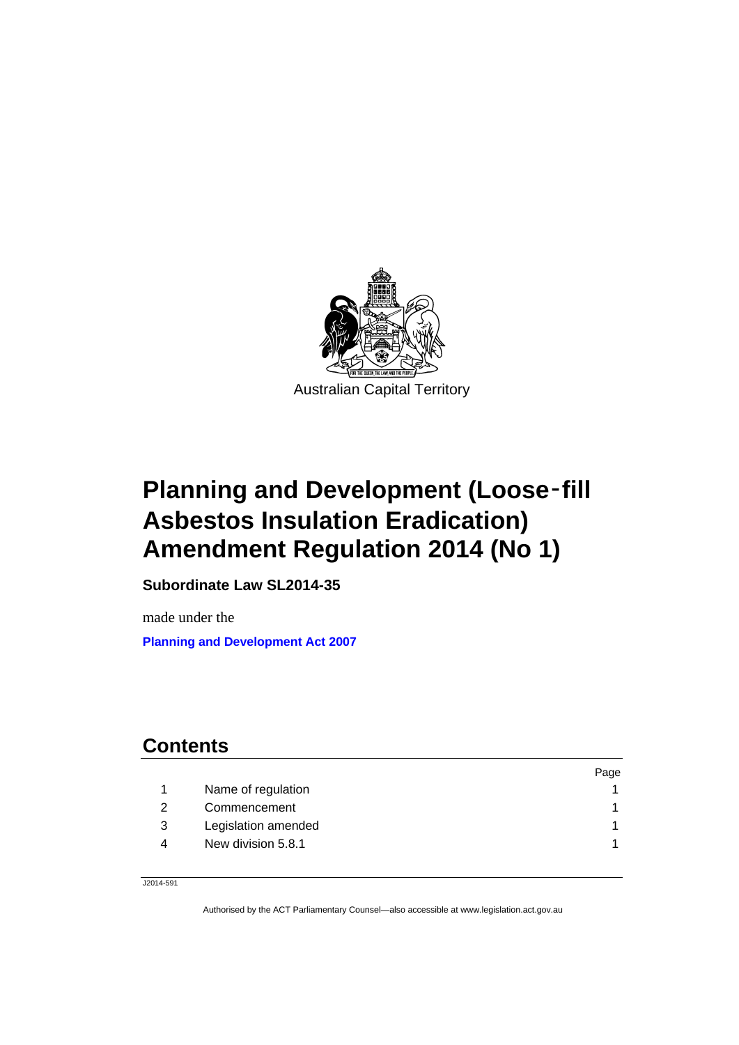Australian Capital Territory

# Planning and Development (Loose‑fill Asbestos Insulation Eradication) Amendment Regulation 2014 (No 1)

**Subordinate Law SL2014-35**

made under the

**Planning and Development Act 2007**

## Contents

| | | Page |
|---|---|---|
| 1 | Name of regulation | 1 |
| 2 | Commencement | 1 |
| 3 | Legislation amended | 1 |
| 4 | New division 5.8.1 | 1 |

J2014-591

Authorised by the ACT Parliamentary Counsel—also accessible at www.legislation.act.gov.au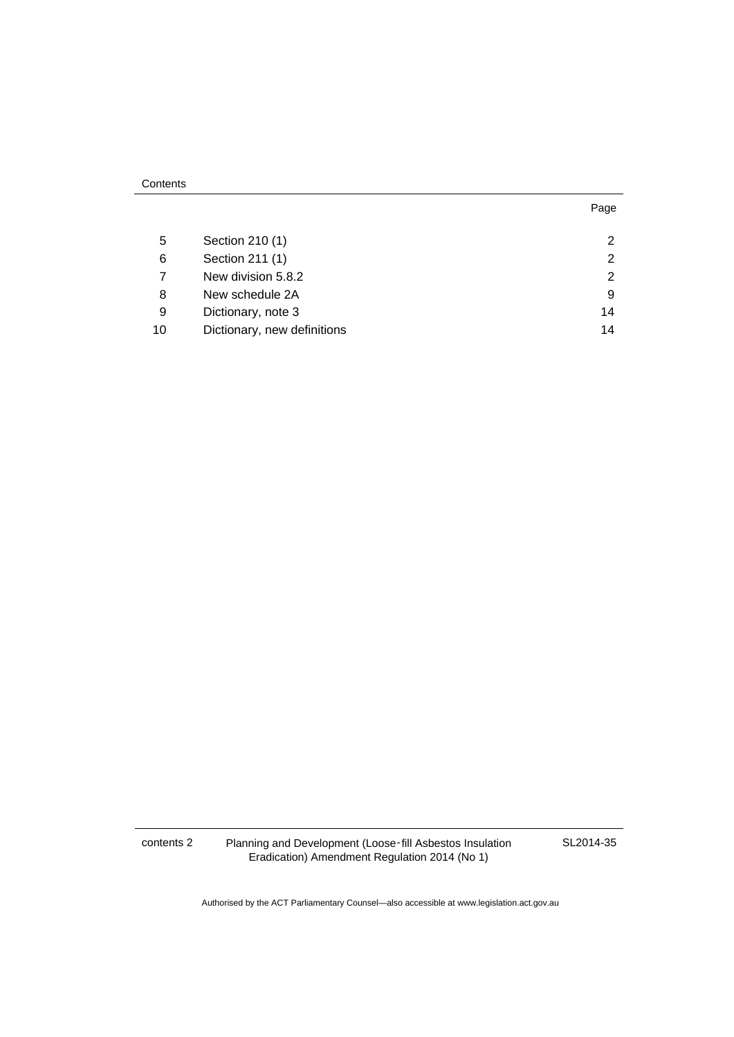Contents

| | | Page |
|---|---|---|
| 5 | Section 210 (1) | 2 |
| 6 | Section 211 (1) | 2 |
| 7 | New division 5.8.2 | 2 |
| 8 | New schedule 2A | 9 |
| 9 | Dictionary, note 3 | 14 |
| 10 | Dictionary, new definitions | 14 |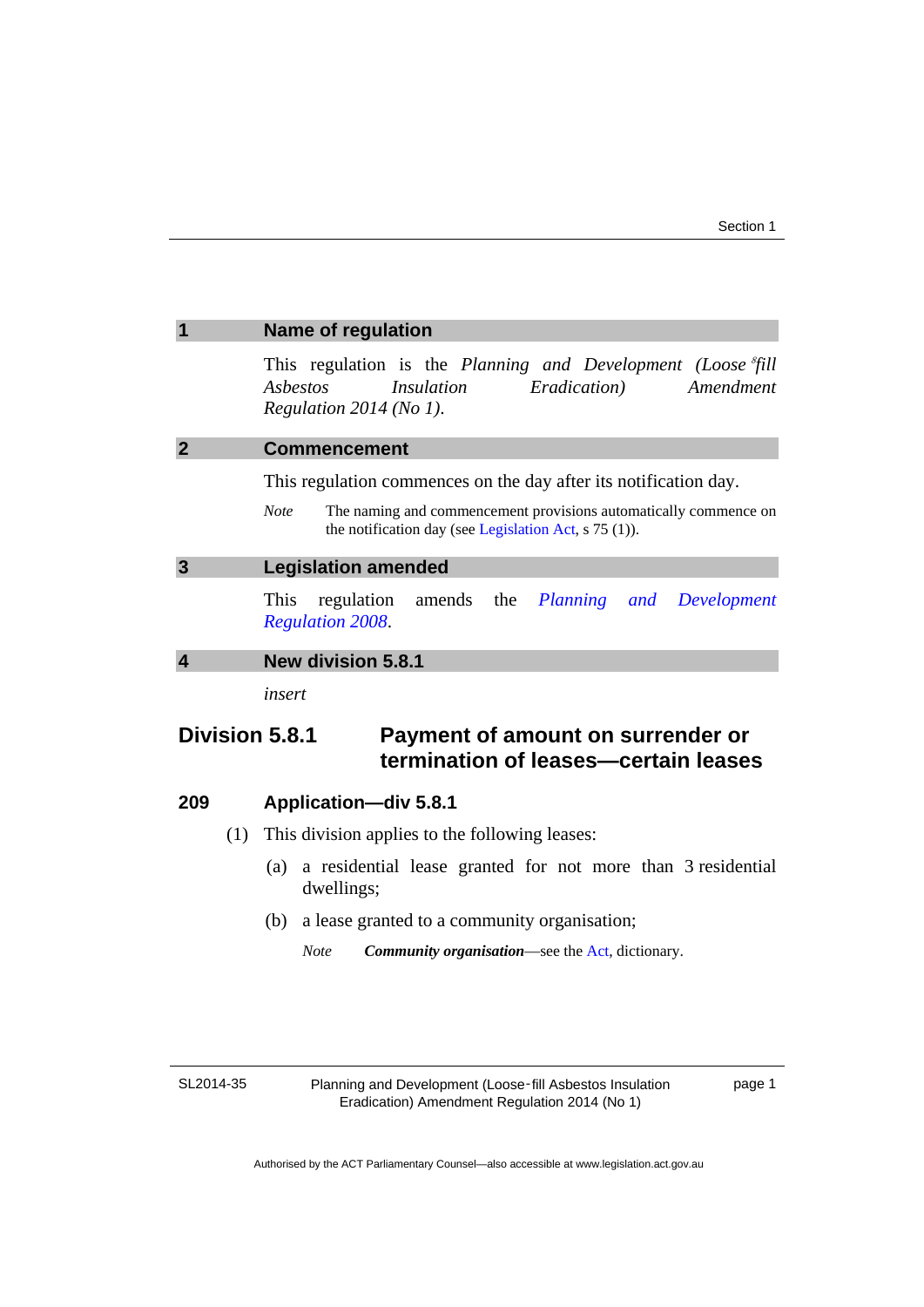## 1 Name of regulation

This regulation is the *Planning and Development (Loose-fill Asbestos Insulation Eradication) Amendment Regulation 2014 (No 1)*.

## 2 Commencement

This regulation commences on the day after its notification day.

*Note* The naming and commencement provisions automatically commence on the notification day (see Legislation Act, s 75 (1)).

## 3 Legislation amended

This regulation amends the *Planning and Development Regulation 2008*.

## 4 New division 5.8.1

*insert*

## Division 5.8.1 Payment of amount on surrender or termination of leases—certain leases

### 209 Application—div 5.8.1

(1) This division applies to the following leases:

(a) a residential lease granted for not more than 3 residential dwellings;

(b) a lease granted to a community organisation;

*Note* ***Community organisation***—see the Act, dictionary.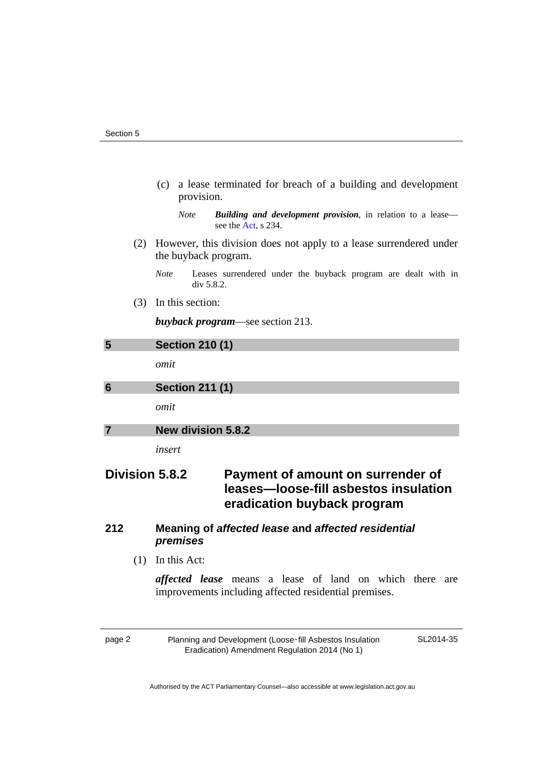(c) a lease terminated for breach of a building and development provision.

*Note* ***Building and development provision***, in relation to a lease—see the Act, s 234.

(2) However, this division does not apply to a lease surrendered under the buyback program.

*Note* Leases surrendered under the buyback program are dealt with in div 5.8.2.

(3) In this section:

***buyback program***—see section 213.

## 5 Section 210 (1)

*omit*

## 6 Section 211 (1)

*omit*

## 7 New division 5.8.2

*insert*

## Division 5.8.2 Payment of amount on surrender of leases—loose-fill asbestos insulation eradication buyback program

### 212 Meaning of *affected lease* and *affected residential premises*

(1) In this Act:

***affected lease*** means a lease of land on which there are improvements including affected residential premises.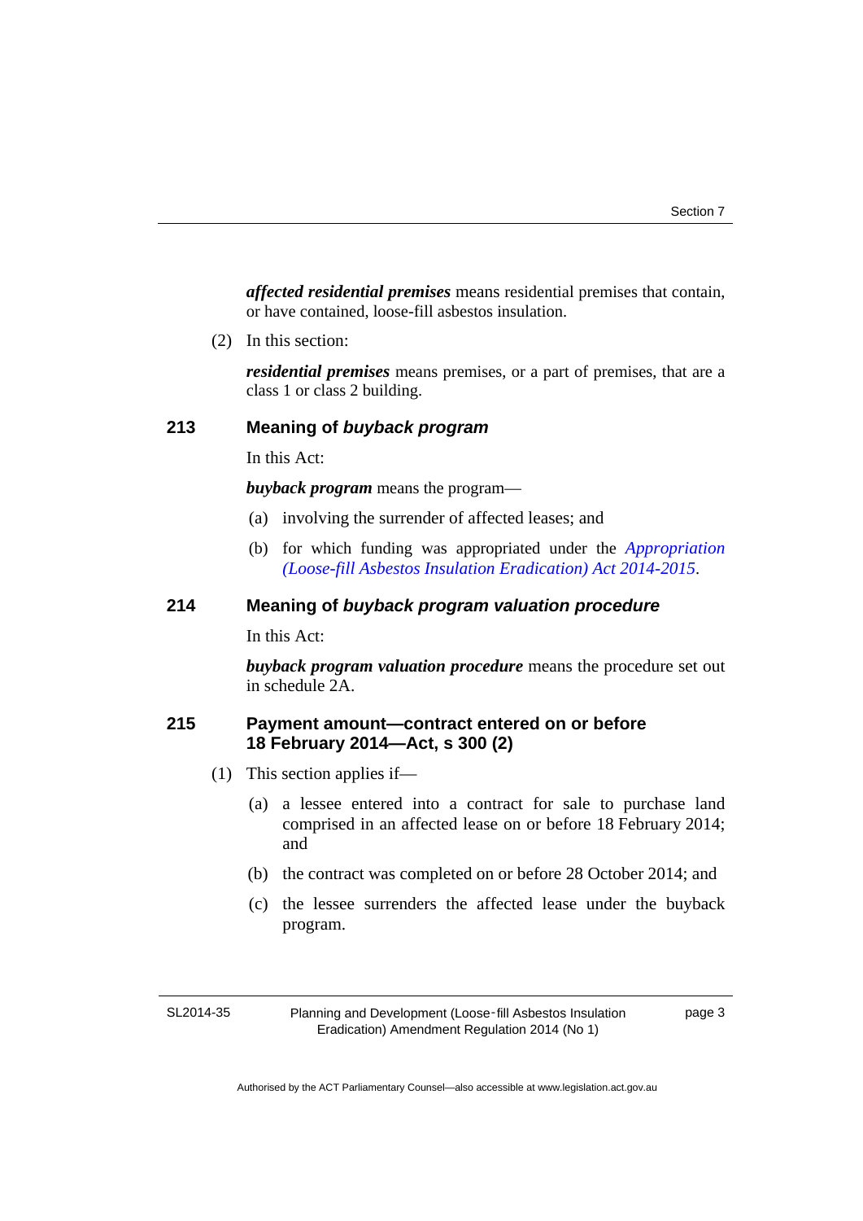***affected residential premises*** means residential premises that contain, or have contained, loose-fill asbestos insulation.

(2) In this section:

***residential premises*** means premises, or a part of premises, that are a class 1 or class 2 building.

### 213 Meaning of *buyback program*

In this Act:

***buyback program*** means the program—

(a) involving the surrender of affected leases; and

(b) for which funding was appropriated under the *Appropriation (Loose-fill Asbestos Insulation Eradication) Act 2014-2015*.

### 214 Meaning of *buyback program valuation procedure*

In this Act:

***buyback program valuation procedure*** means the procedure set out in schedule 2A.

### 215 Payment amount—contract entered on or before 18 February 2014—Act, s 300 (2)

(1) This section applies if—

(a) a lessee entered into a contract for sale to purchase land comprised in an affected lease on or before 18 February 2014; and

(b) the contract was completed on or before 28 October 2014; and

(c) the lessee surrenders the affected lease under the buyback program.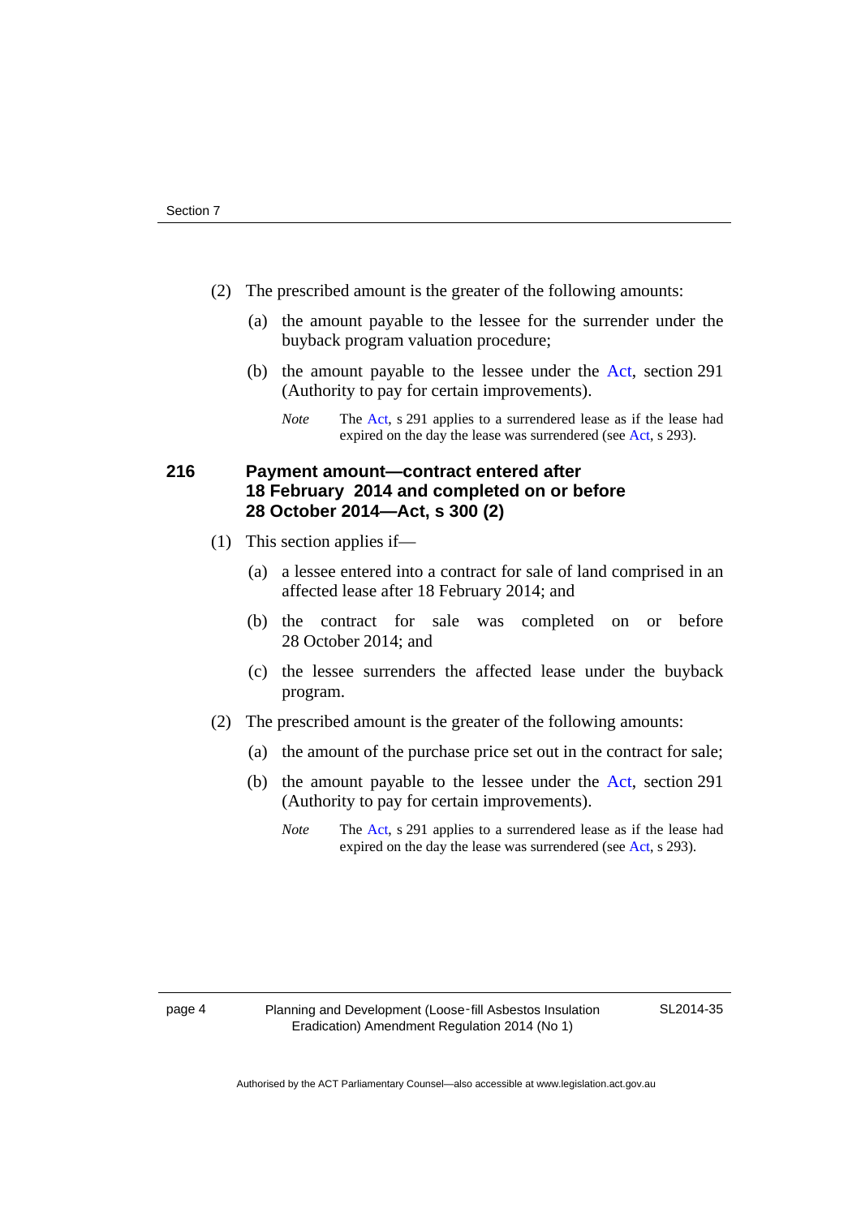(2) The prescribed amount is the greater of the following amounts:

(a) the amount payable to the lessee for the surrender under the buyback program valuation procedure;

(b) the amount payable to the lessee under the Act, section 291 (Authority to pay for certain improvements).

*Note* The Act, s 291 applies to a surrendered lease as if the lease had expired on the day the lease was surrendered (see Act, s 293).

## 216 Payment amount—contract entered after 18 February 2014 and completed on or before 28 October 2014—Act, s 300 (2)

(1) This section applies if—

(a) a lessee entered into a contract for sale of land comprised in an affected lease after 18 February 2014; and

(b) the contract for sale was completed on or before 28 October 2014; and

(c) the lessee surrenders the affected lease under the buyback program.

(2) The prescribed amount is the greater of the following amounts:

(a) the amount of the purchase price set out in the contract for sale;

(b) the amount payable to the lessee under the Act, section 291 (Authority to pay for certain improvements).

*Note* The Act, s 291 applies to a surrendered lease as if the lease had expired on the day the lease was surrendered (see Act, s 293).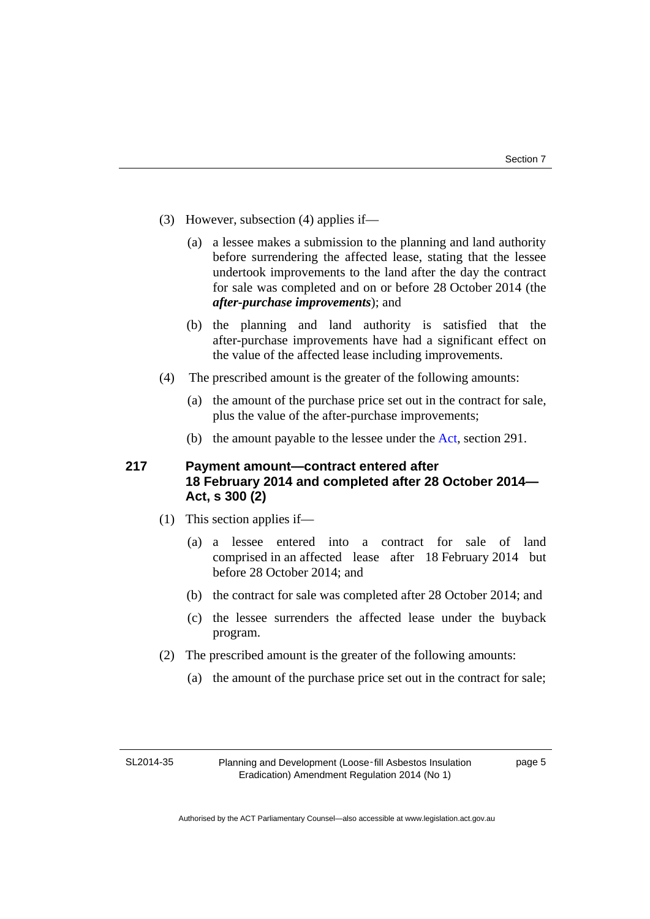(3) However, subsection (4) applies if—

(a) a lessee makes a submission to the planning and land authority before surrendering the affected lease, stating that the lessee undertook improvements to the land after the day the contract for sale was completed and on or before 28 October 2014 (the ***after-purchase improvements***); and

(b) the planning and land authority is satisfied that the after-purchase improvements have had a significant effect on the value of the affected lease including improvements.

(4) The prescribed amount is the greater of the following amounts:

(a) the amount of the purchase price set out in the contract for sale, plus the value of the after-purchase improvements;

(b) the amount payable to the lessee under the Act, section 291.

### 217 Payment amount—contract entered after 18 February 2014 and completed after 28 October 2014—Act, s 300 (2)

(1) This section applies if—

(a) a lessee entered into a contract for sale of land comprised in an affected lease after 18 February 2014 but before 28 October 2014; and

(b) the contract for sale was completed after 28 October 2014; and

(c) the lessee surrenders the affected lease under the buyback program.

(2) The prescribed amount is the greater of the following amounts:

(a) the amount of the purchase price set out in the contract for sale;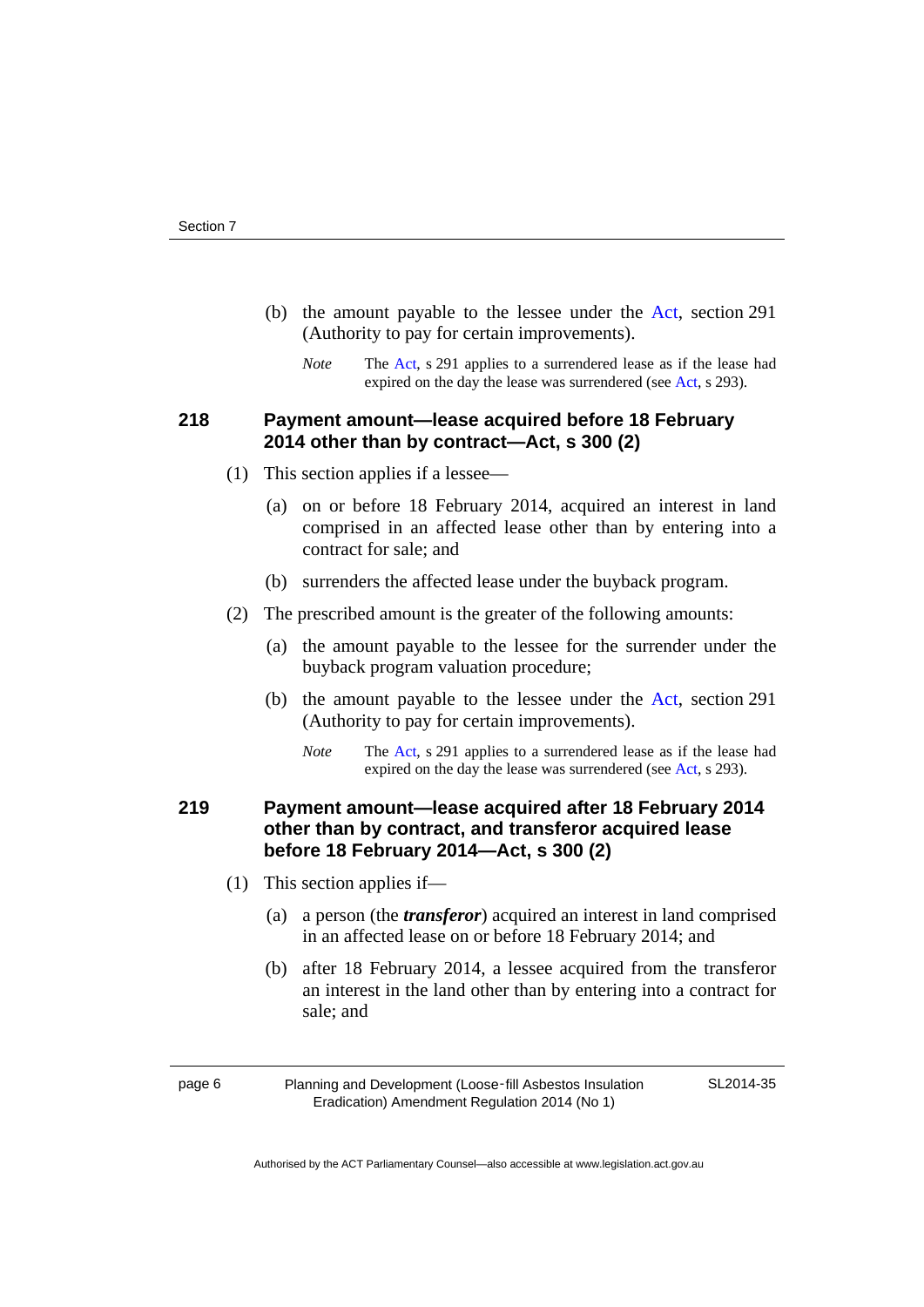(b) the amount payable to the lessee under the Act, section 291 (Authority to pay for certain improvements).

*Note* The Act, s 291 applies to a surrendered lease as if the lease had expired on the day the lease was surrendered (see Act, s 293).

### 218 Payment amount—lease acquired before 18 February 2014 other than by contract—Act, s 300 (2)

(1) This section applies if a lessee—

(a) on or before 18 February 2014, acquired an interest in land comprised in an affected lease other than by entering into a contract for sale; and

(b) surrenders the affected lease under the buyback program.

(2) The prescribed amount is the greater of the following amounts:

(a) the amount payable to the lessee for the surrender under the buyback program valuation procedure;

(b) the amount payable to the lessee under the Act, section 291 (Authority to pay for certain improvements).

*Note* The Act, s 291 applies to a surrendered lease as if the lease had expired on the day the lease was surrendered (see Act, s 293).

### 219 Payment amount—lease acquired after 18 February 2014 other than by contract, and transferor acquired lease before 18 February 2014—Act, s 300 (2)

(1) This section applies if—

(a) a person (the ***transferor***) acquired an interest in land comprised in an affected lease on or before 18 February 2014; and

(b) after 18 February 2014, a lessee acquired from the transferor an interest in the land other than by entering into a contract for sale; and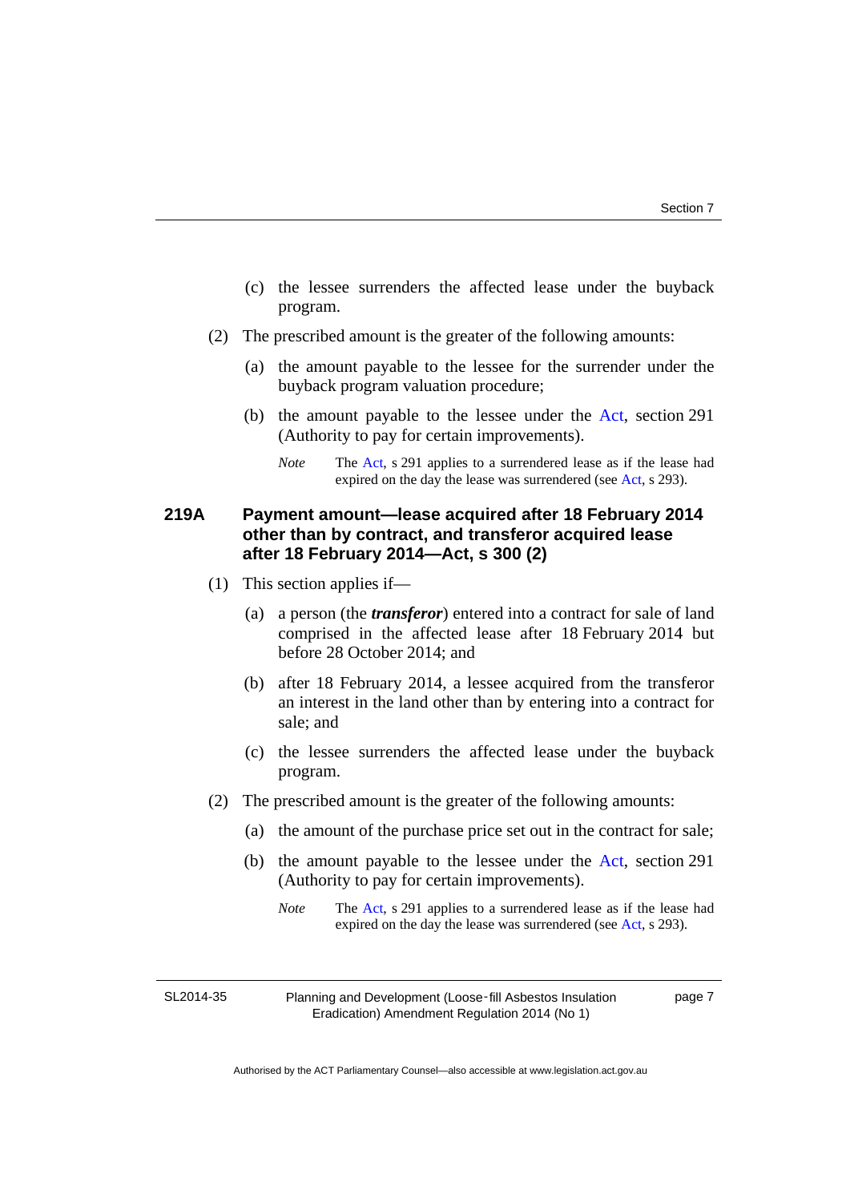(c) the lessee surrenders the affected lease under the buyback program.

(2) The prescribed amount is the greater of the following amounts:

(a) the amount payable to the lessee for the surrender under the buyback program valuation procedure;

(b) the amount payable to the lessee under the Act, section 291 (Authority to pay for certain improvements).

*Note* The Act, s 291 applies to a surrendered lease as if the lease had expired on the day the lease was surrendered (see Act, s 293).

### 219A Payment amount—lease acquired after 18 February 2014 other than by contract, and transferor acquired lease after 18 February 2014—Act, s 300 (2)

(1) This section applies if—

(a) a person (the ***transferor***) entered into a contract for sale of land comprised in the affected lease after 18 February 2014 but before 28 October 2014; and

(b) after 18 February 2014, a lessee acquired from the transferor an interest in the land other than by entering into a contract for sale; and

(c) the lessee surrenders the affected lease under the buyback program.

(2) The prescribed amount is the greater of the following amounts:

(a) the amount of the purchase price set out in the contract for sale;

(b) the amount payable to the lessee under the Act, section 291 (Authority to pay for certain improvements).

*Note* The Act, s 291 applies to a surrendered lease as if the lease had expired on the day the lease was surrendered (see Act, s 293).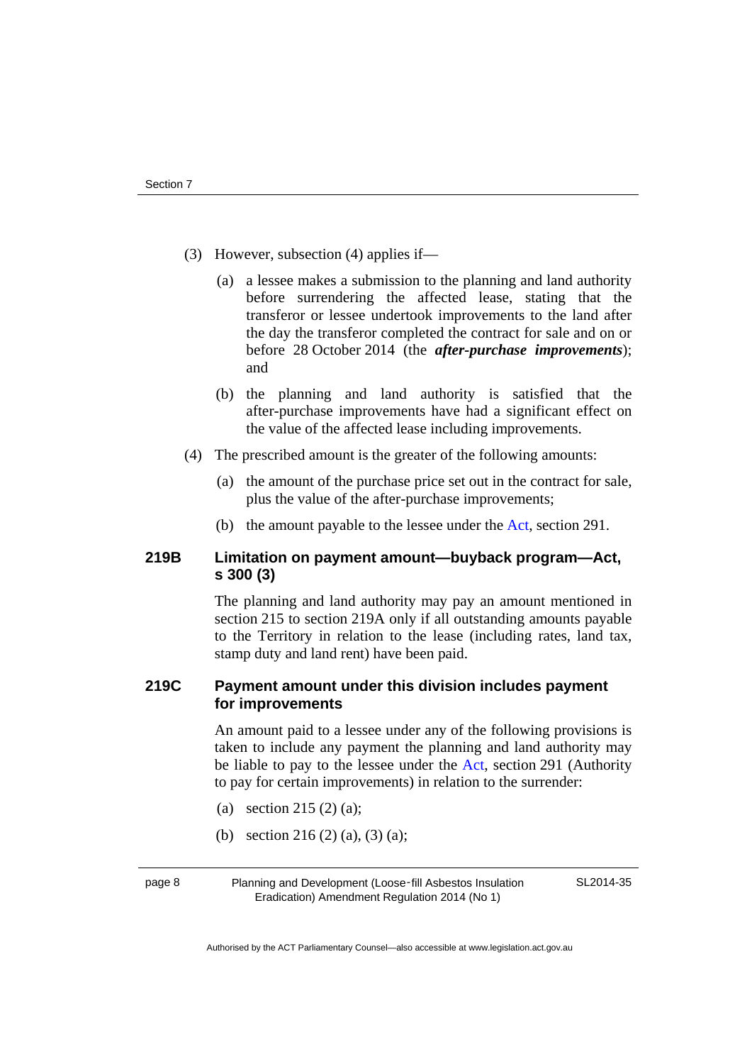(3) However, subsection (4) applies if—

(a) a lessee makes a submission to the planning and land authority before surrendering the affected lease, stating that the transferor or lessee undertook improvements to the land after the day the transferor completed the contract for sale and on or before 28 October 2014 (the ***after-purchase improvements***); and

(b) the planning and land authority is satisfied that the after-purchase improvements have had a significant effect on the value of the affected lease including improvements.

(4) The prescribed amount is the greater of the following amounts:

(a) the amount of the purchase price set out in the contract for sale, plus the value of the after-purchase improvements;

(b) the amount payable to the lessee under the Act, section 291.

### 219B Limitation on payment amount—buyback program—Act, s 300 (3)

The planning and land authority may pay an amount mentioned in section 215 to section 219A only if all outstanding amounts payable to the Territory in relation to the lease (including rates, land tax, stamp duty and land rent) have been paid.

### 219C Payment amount under this division includes payment for improvements

An amount paid to a lessee under any of the following provisions is taken to include any payment the planning and land authority may be liable to pay to the lessee under the Act, section 291 (Authority to pay for certain improvements) in relation to the surrender:

(a) section 215 (2) (a);

(b) section 216 (2) (a), (3) (a);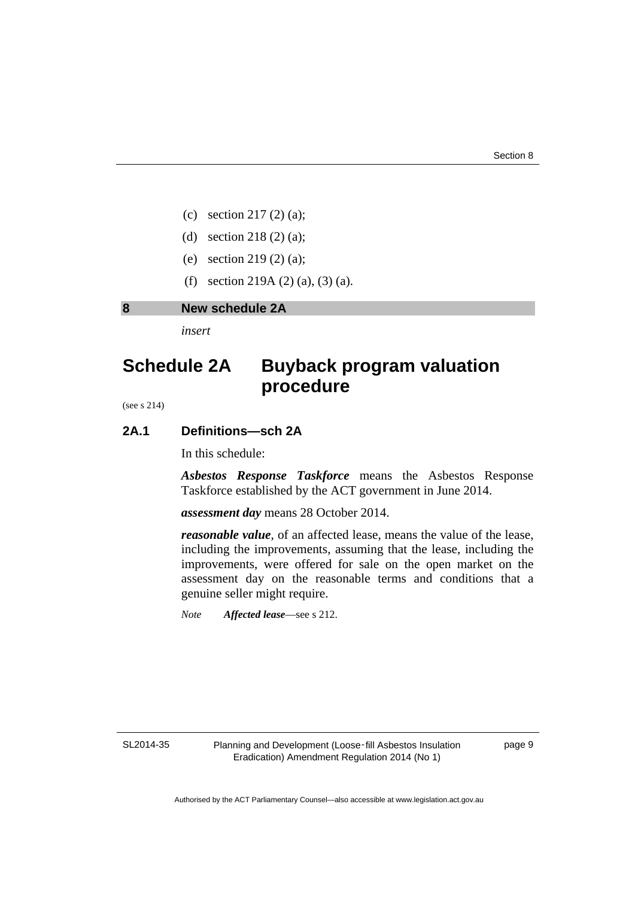(c) section 217 (2) (a);

(d) section 218 (2) (a);

(e) section 219 (2) (a);

(f) section 219A (2) (a), (3) (a).

## 8 New schedule 2A

*insert*

# Schedule 2A Buyback program valuation procedure

(see s 214)

### 2A.1 Definitions—sch 2A

In this schedule:

***Asbestos Response Taskforce*** means the Asbestos Response Taskforce established by the ACT government in June 2014.

***assessment day*** means 28 October 2014.

***reasonable value***, of an affected lease, means the value of the lease, including the improvements, assuming that the lease, including the improvements, were offered for sale on the open market on the assessment day on the reasonable terms and conditions that a genuine seller might require.

*Note* ***Affected lease***—see s 212.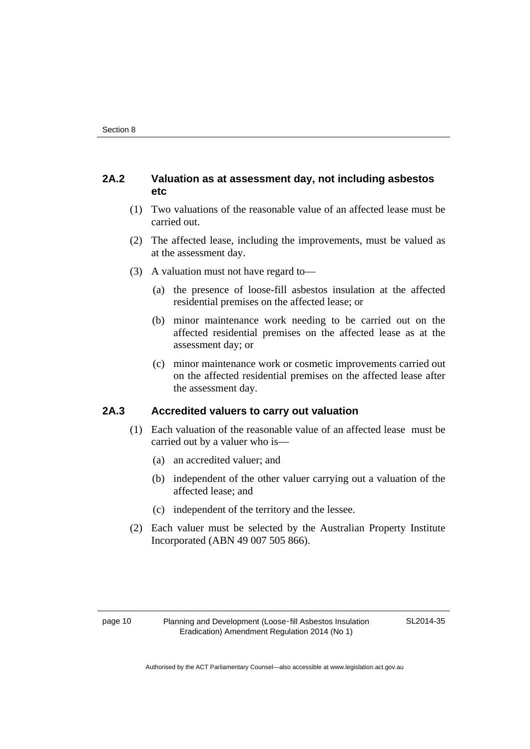### 2A.2 Valuation as at assessment day, not including asbestos etc

(1) Two valuations of the reasonable value of an affected lease must be carried out.

(2) The affected lease, including the improvements, must be valued as at the assessment day.

(3) A valuation must not have regard to—

(a) the presence of loose-fill asbestos insulation at the affected residential premises on the affected lease; or

(b) minor maintenance work needing to be carried out on the affected residential premises on the affected lease as at the assessment day; or

(c) minor maintenance work or cosmetic improvements carried out on the affected residential premises on the affected lease after the assessment day.

### 2A.3 Accredited valuers to carry out valuation

(1) Each valuation of the reasonable value of an affected lease must be carried out by a valuer who is—

(a) an accredited valuer; and

(b) independent of the other valuer carrying out a valuation of the affected lease; and

(c) independent of the territory and the lessee.

(2) Each valuer must be selected by the Australian Property Institute Incorporated (ABN 49 007 505 866).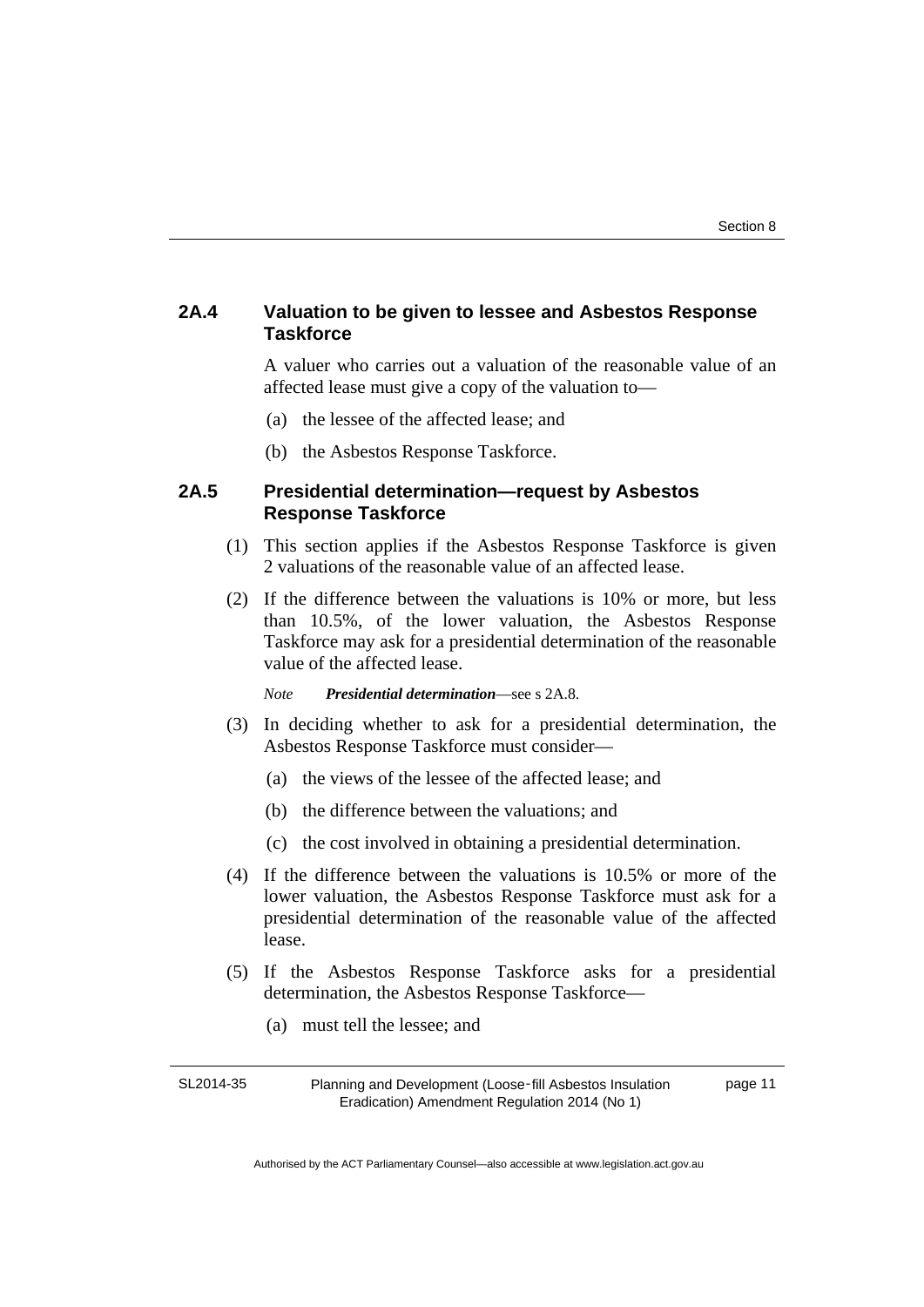### 2A.4 Valuation to be given to lessee and Asbestos Response Taskforce

A valuer who carries out a valuation of the reasonable value of an affected lease must give a copy of the valuation to—

(a) the lessee of the affected lease; and

(b) the Asbestos Response Taskforce.

### 2A.5 Presidential determination—request by Asbestos Response Taskforce

(1) This section applies if the Asbestos Response Taskforce is given 2 valuations of the reasonable value of an affected lease.

(2) If the difference between the valuations is 10% or more, but less than 10.5%, of the lower valuation, the Asbestos Response Taskforce may ask for a presidential determination of the reasonable value of the affected lease.

*Note* ***Presidential determination***—see s 2A.8.

(3) In deciding whether to ask for a presidential determination, the Asbestos Response Taskforce must consider—

(a) the views of the lessee of the affected lease; and

(b) the difference between the valuations; and

(c) the cost involved in obtaining a presidential determination.

(4) If the difference between the valuations is 10.5% or more of the lower valuation, the Asbestos Response Taskforce must ask for a presidential determination of the reasonable value of the affected lease.

(5) If the Asbestos Response Taskforce asks for a presidential determination, the Asbestos Response Taskforce—

(a) must tell the lessee; and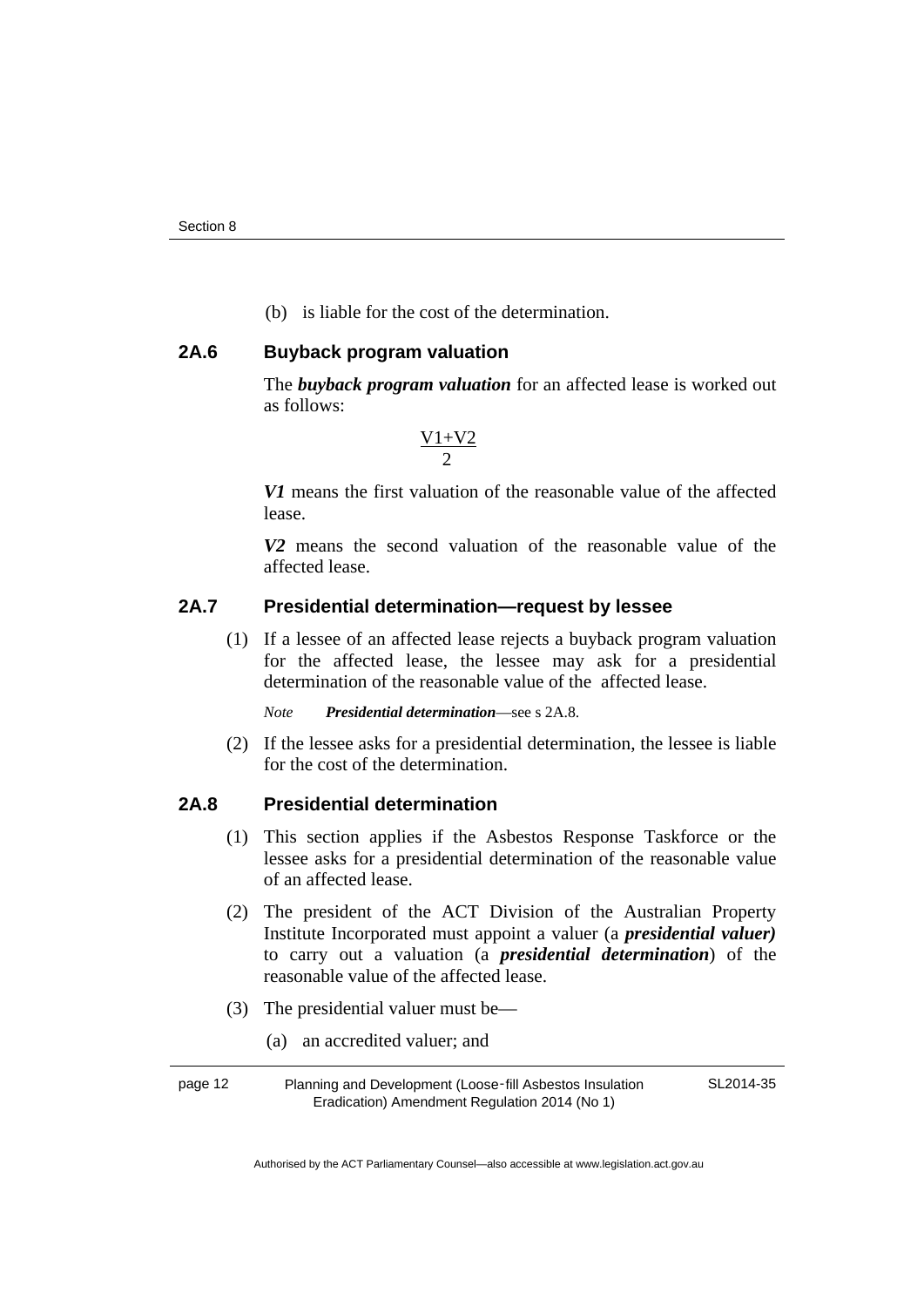(b) is liable for the cost of the determination.

### 2A.6 Buyback program valuation

The ***buyback program valuation*** for an affected lease is worked out as follows:

$$\frac{V1+V2}{2}$$

***V1*** means the first valuation of the reasonable value of the affected lease.

***V2*** means the second valuation of the reasonable value of the affected lease.

### 2A.7 Presidential determination—request by lessee

(1) If a lessee of an affected lease rejects a buyback program valuation for the affected lease, the lessee may ask for a presidential determination of the reasonable value of the affected lease.

*Note* ***Presidential determination***—see s 2A.8.

(2) If the lessee asks for a presidential determination, the lessee is liable for the cost of the determination.

### 2A.8 Presidential determination

(1) This section applies if the Asbestos Response Taskforce or the lessee asks for a presidential determination of the reasonable value of an affected lease.

(2) The president of the ACT Division of the Australian Property Institute Incorporated must appoint a valuer (a ***presidential valuer)*** to carry out a valuation (a ***presidential determination***) of the reasonable value of the affected lease.

(3) The presidential valuer must be—

(a) an accredited valuer; and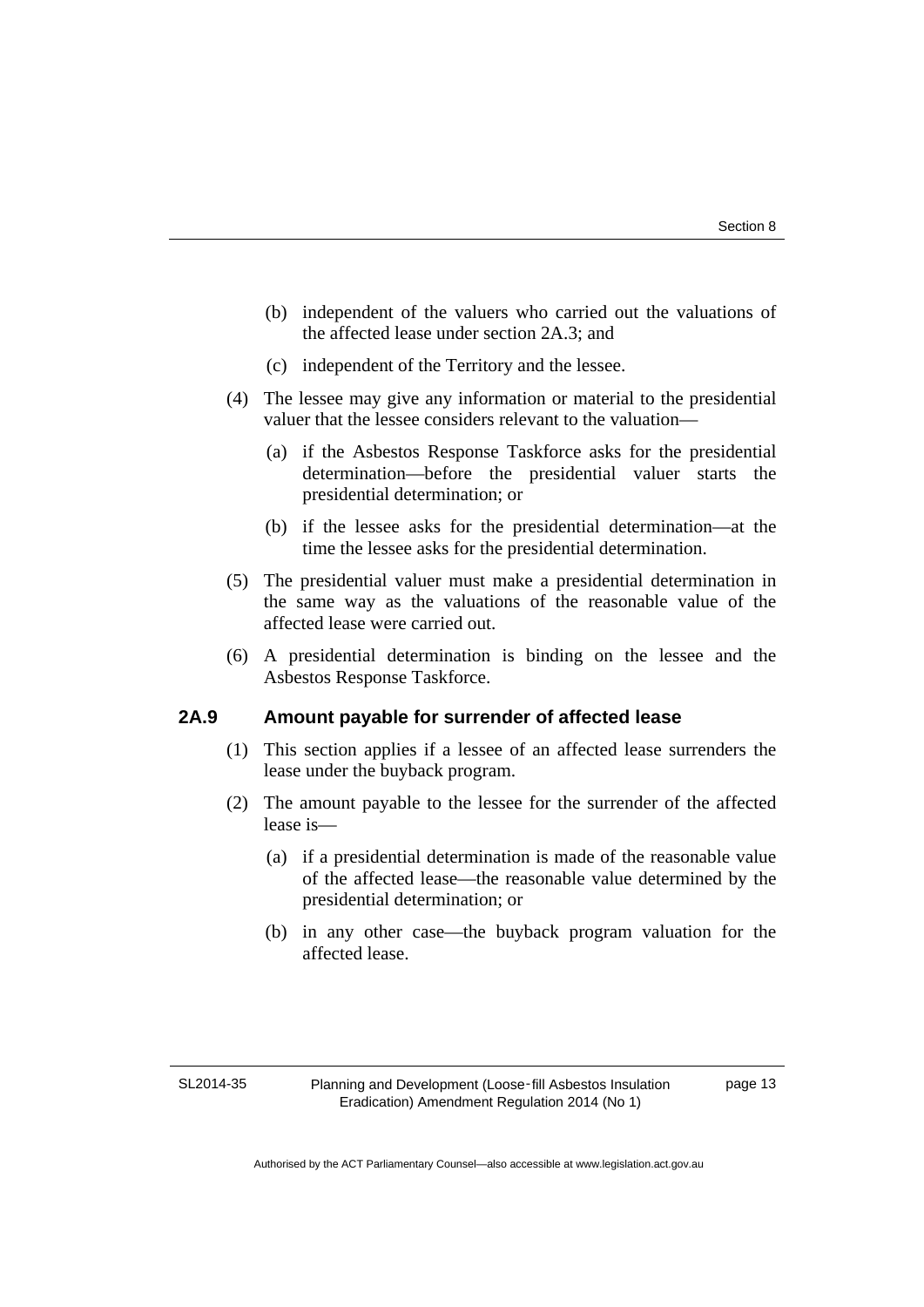(b) independent of the valuers who carried out the valuations of the affected lease under section 2A.3; and

(c) independent of the Territory and the lessee.

(4) The lessee may give any information or material to the presidential valuer that the lessee considers relevant to the valuation—

(a) if the Asbestos Response Taskforce asks for the presidential determination—before the presidential valuer starts the presidential determination; or

(b) if the lessee asks for the presidential determination—at the time the lessee asks for the presidential determination.

(5) The presidential valuer must make a presidential determination in the same way as the valuations of the reasonable value of the affected lease were carried out.

(6) A presidential determination is binding on the lessee and the Asbestos Response Taskforce.

### 2A.9 Amount payable for surrender of affected lease

(1) This section applies if a lessee of an affected lease surrenders the lease under the buyback program.

(2) The amount payable to the lessee for the surrender of the affected lease is—

(a) if a presidential determination is made of the reasonable value of the affected lease—the reasonable value determined by the presidential determination; or

(b) in any other case—the buyback program valuation for the affected lease.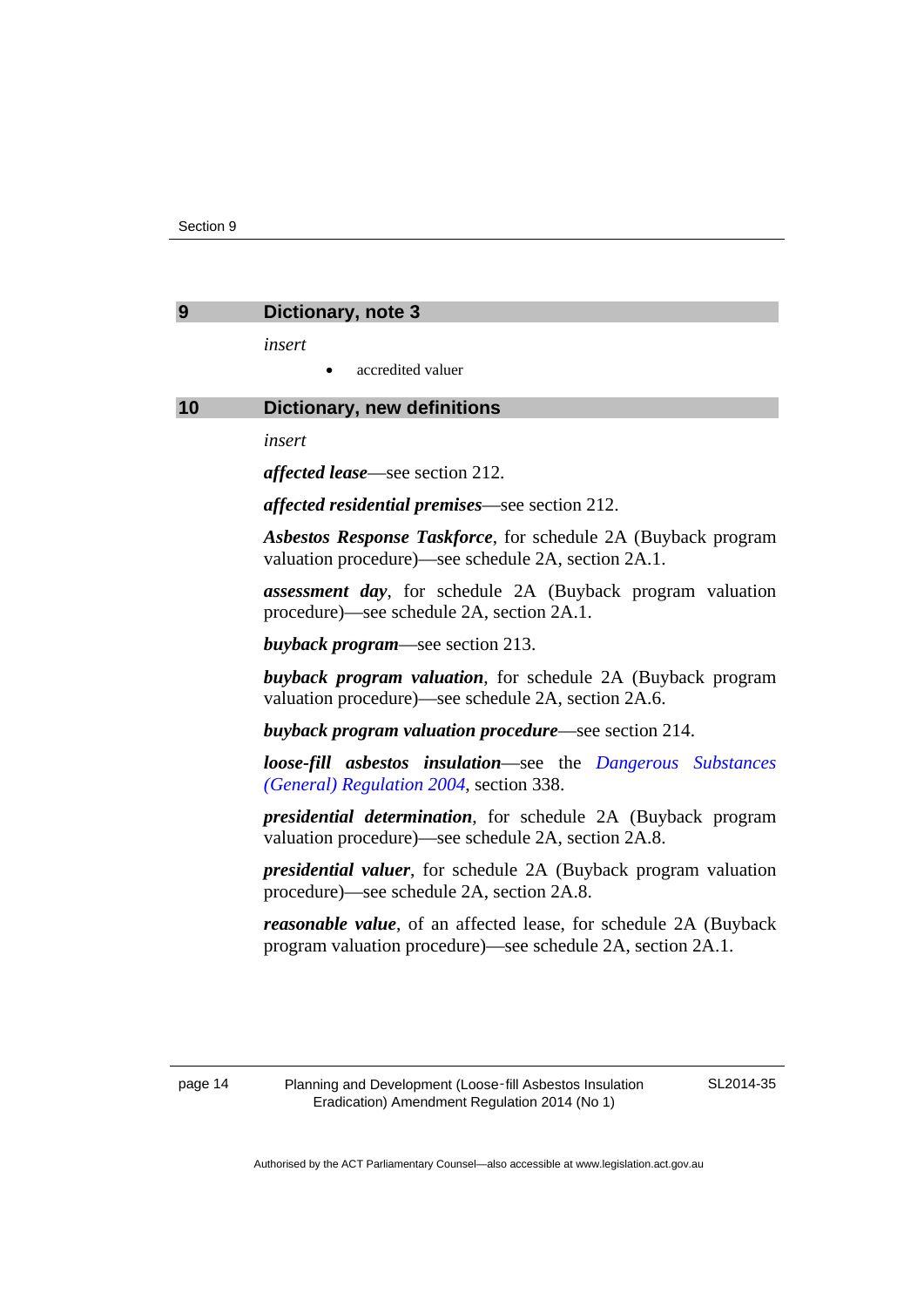## 9 Dictionary, note 3

*insert*

- accredited valuer

## 10 Dictionary, new definitions

*insert*

***affected lease***—see section 212.

***affected residential premises***—see section 212.

***Asbestos Response Taskforce***, for schedule 2A (Buyback program valuation procedure)—see schedule 2A, section 2A.1.

***assessment day***, for schedule 2A (Buyback program valuation procedure)—see schedule 2A, section 2A.1.

***buyback program***—see section 213.

***buyback program valuation***, for schedule 2A (Buyback program valuation procedure)—see schedule 2A, section 2A.6.

***buyback program valuation procedure***—see section 214.

***loose-fill asbestos insulation***—see the *Dangerous Substances (General) Regulation 2004*, section 338.

***presidential determination***, for schedule 2A (Buyback program valuation procedure)—see schedule 2A, section 2A.8.

***presidential valuer***, for schedule 2A (Buyback program valuation procedure)—see schedule 2A, section 2A.8.

***reasonable value***, of an affected lease, for schedule 2A (Buyback program valuation procedure)—see schedule 2A, section 2A.1.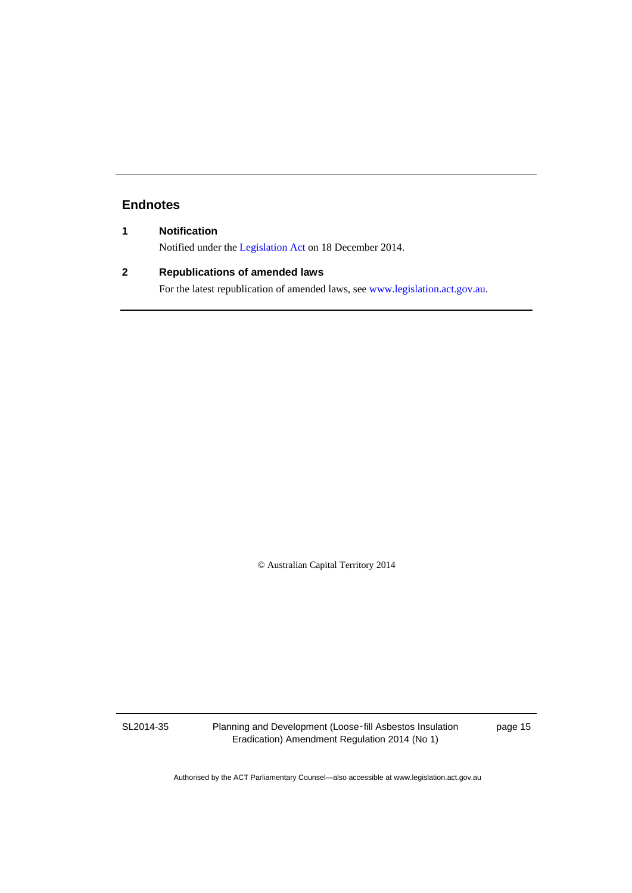## Endnotes

**1 Notification**

Notified under the Legislation Act on 18 December 2014.

**2 Republications of amended laws**

For the latest republication of amended laws, see www.legislation.act.gov.au.

© Australian Capital Territory 2014